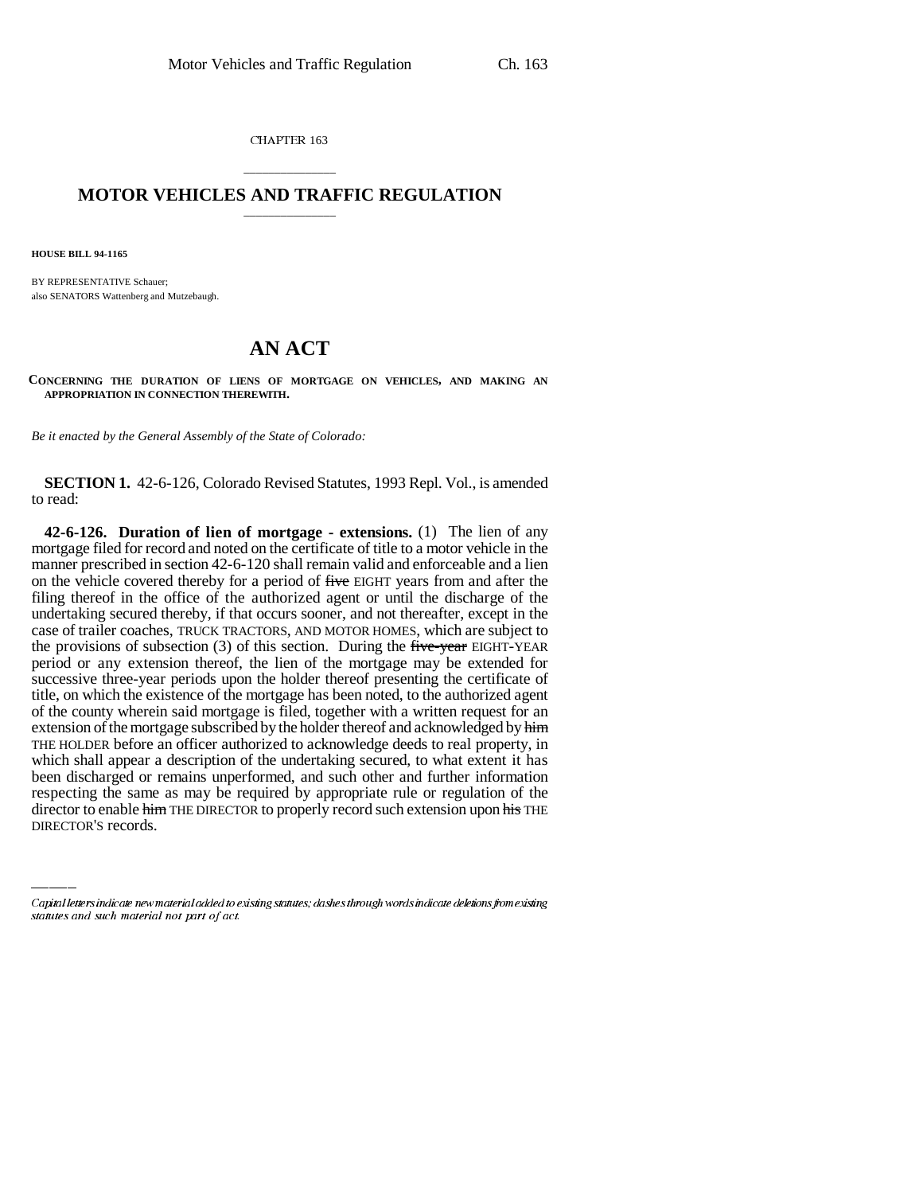CHAPTER 163

# MOTOR VEHICLES AND TRAFFIC REGULATION

**HOUSE BILL 94-1165**

BY REPRESENTATIVE Schauer;
also SENATORS Wattenberg and Mutzebaugh.

# AN ACT

**CONCERNING THE DURATION OF LIENS OF MORTGAGE ON VEHICLES, AND MAKING AN APPROPRIATION IN CONNECTION THEREWITH.**

*Be it enacted by the General Assembly of the State of Colorado:*

**SECTION 1.** 42-6-126, Colorado Revised Statutes, 1993 Repl. Vol., is amended to read:

**42-6-126. Duration of lien of mortgage - extensions.** (1) The lien of any mortgage filed for record and noted on the certificate of title to a motor vehicle in the manner prescribed in section 42-6-120 shall remain valid and enforceable and a lien on the vehicle covered thereby for a period of ~~five~~ EIGHT years from and after the filing thereof in the office of the authorized agent or until the discharge of the undertaking secured thereby, if that occurs sooner, and not thereafter, except in the case of trailer coaches, TRUCK TRACTORS, AND MOTOR HOMES, which are subject to the provisions of subsection (3) of this section. During the ~~five-year~~ EIGHT-YEAR period or any extension thereof, the lien of the mortgage may be extended for successive three-year periods upon the holder thereof presenting the certificate of title, on which the existence of the mortgage has been noted, to the authorized agent of the county wherein said mortgage is filed, together with a written request for an extension of the mortgage subscribed by the holder thereof and acknowledged by ~~him~~ THE HOLDER before an officer authorized to acknowledge deeds to real property, in which shall appear a description of the undertaking secured, to what extent it has been discharged or remains unperformed, and such other and further information respecting the same as may be required by appropriate rule or regulation of the director to enable ~~him~~ THE DIRECTOR to properly record such extension upon ~~his~~ THE DIRECTOR'S records.

*Capital letters indicate new material added to existing statutes; dashes through words indicate deletions from existing statutes and such material not part of act.*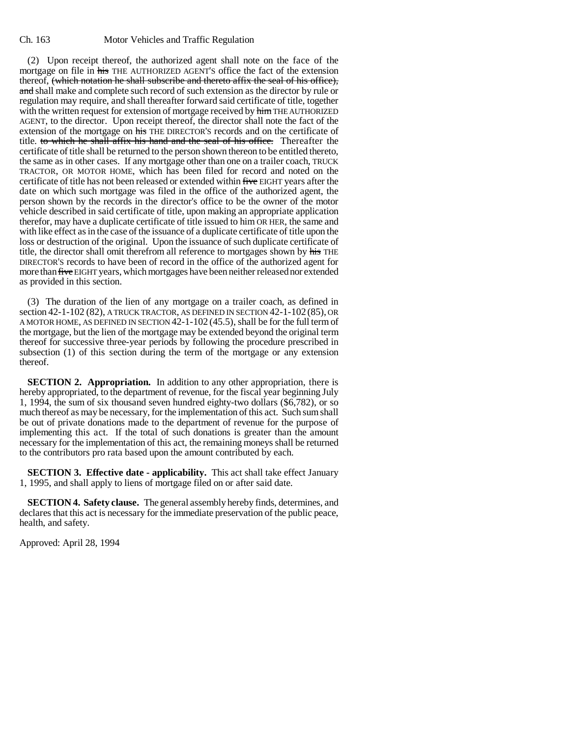(2) Upon receipt thereof, the authorized agent shall note on the face of the mortgage on file in ~~his~~ THE AUTHORIZED AGENT'S office the fact of the extension thereof, ~~(which notation he shall subscribe and thereto affix the seal of his office), and~~ shall make and complete such record of such extension as the director by rule or regulation may require, and shall thereafter forward said certificate of title, together with the written request for extension of mortgage received by ~~him~~ THE AUTHORIZED AGENT, to the director. Upon receipt thereof, the director shall note the fact of the extension of the mortgage on ~~his~~ THE DIRECTOR'S records and on the certificate of title. ~~to which he shall affix his hand and the seal of his office.~~ Thereafter the certificate of title shall be returned to the person shown thereon to be entitled thereto, the same as in other cases. If any mortgage other than one on a trailer coach, TRUCK TRACTOR, OR MOTOR HOME, which has been filed for record and noted on the certificate of title has not been released or extended within ~~five~~ EIGHT years after the date on which such mortgage was filed in the office of the authorized agent, the person shown by the records in the director's office to be the owner of the motor vehicle described in said certificate of title, upon making an appropriate application therefor, may have a duplicate certificate of title issued to him OR HER, the same and with like effect as in the case of the issuance of a duplicate certificate of title upon the loss or destruction of the original. Upon the issuance of such duplicate certificate of title, the director shall omit therefrom all reference to mortgages shown by ~~his~~ THE DIRECTOR'S records to have been of record in the office of the authorized agent for more than ~~five~~ EIGHT years, which mortgages have been neither released nor extended as provided in this section.

(3) The duration of the lien of any mortgage on a trailer coach, as defined in section 42-1-102 (82), A TRUCK TRACTOR, AS DEFINED IN SECTION 42-1-102 (85), OR A MOTOR HOME, AS DEFINED IN SECTION 42-1-102 (45.5), shall be for the full term of the mortgage, but the lien of the mortgage may be extended beyond the original term thereof for successive three-year periods by following the procedure prescribed in subsection (1) of this section during the term of the mortgage or any extension thereof.

**SECTION 2. Appropriation.** In addition to any other appropriation, there is hereby appropriated, to the department of revenue, for the fiscal year beginning July 1, 1994, the sum of six thousand seven hundred eighty-two dollars ($6,782), or so much thereof as may be necessary, for the implementation of this act. Such sum shall be out of private donations made to the department of revenue for the purpose of implementing this act. If the total of such donations is greater than the amount necessary for the implementation of this act, the remaining moneys shall be returned to the contributors pro rata based upon the amount contributed by each.

**SECTION 3. Effective date - applicability.** This act shall take effect January 1, 1995, and shall apply to liens of mortgage filed on or after said date.

**SECTION 4. Safety clause.** The general assembly hereby finds, determines, and declares that this act is necessary for the immediate preservation of the public peace, health, and safety.

Approved: April 28, 1994